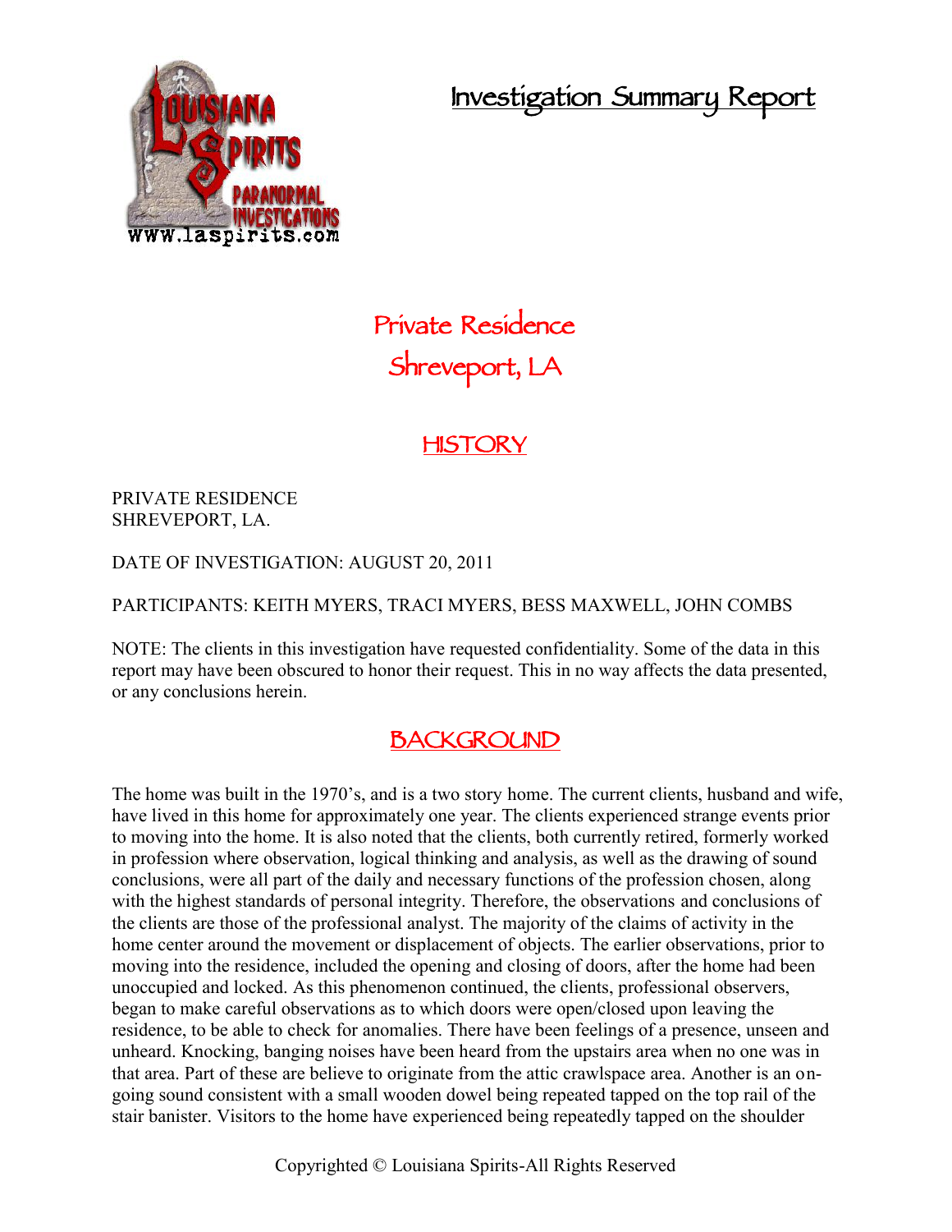# Investigation Summary Report

## Private Residence
## Shreveport, LA

## HISTORY

PRIVATE RESIDENCE
SHREVEPORT, LA.

DATE OF INVESTIGATION: AUGUST 20, 2011

PARTICIPANTS: KEITH MYERS, TRACI MYERS, BESS MAXWELL, JOHN COMBS

NOTE: The clients in this investigation have requested confidentiality. Some of the data in this report may have been obscured to honor their request. This in no way affects the data presented, or any conclusions herein.

## BACKGROUND

The home was built in the 1970's, and is a two story home. The current clients, husband and wife, have lived in this home for approximately one year. The clients experienced strange events prior to moving into the home. It is also noted that the clients, both currently retired, formerly worked in profession where observation, logical thinking and analysis, as well as the drawing of sound conclusions, were all part of the daily and necessary functions of the profession chosen, along with the highest standards of personal integrity. Therefore, the observations and conclusions of the clients are those of the professional analyst. The majority of the claims of activity in the home center around the movement or displacement of objects. The earlier observations, prior to moving into the residence, included the opening and closing of doors, after the home had been unoccupied and locked. As this phenomenon continued, the clients, professional observers, began to make careful observations as to which doors were open/closed upon leaving the residence, to be able to check for anomalies. There have been feelings of a presence, unseen and unheard. Knocking, banging noises have been heard from the upstairs area when no one was in that area. Part of these are believe to originate from the attic crawlspace area. Another is an on-going sound consistent with a small wooden dowel being repeated tapped on the top rail of the stair banister. Visitors to the home have experienced being repeatedly tapped on the shoulder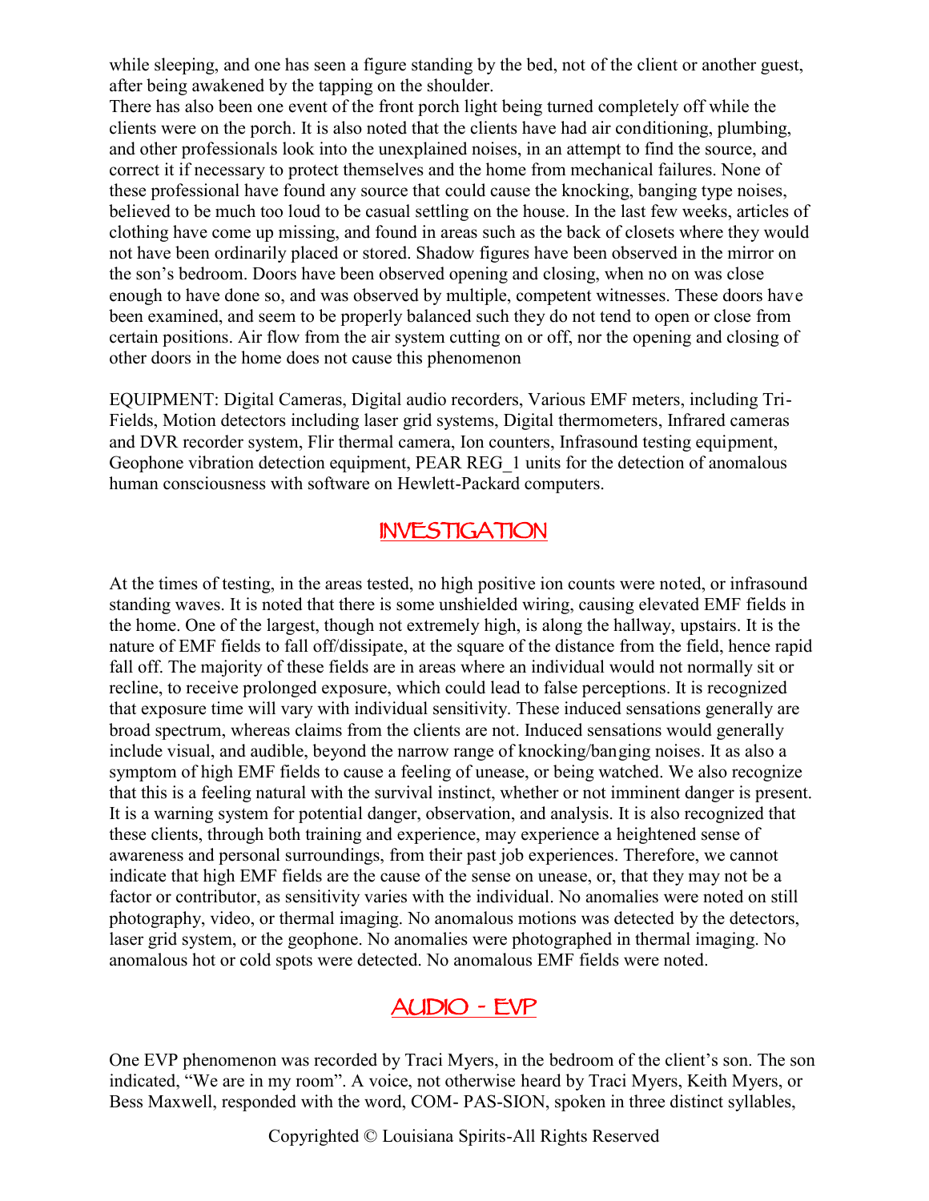while sleeping, and one has seen a figure standing by the bed, not of the client or another guest, after being awakened by the tapping on the shoulder.

There has also been one event of the front porch light being turned completely off while the clients were on the porch. It is also noted that the clients have had air conditioning, plumbing, and other professionals look into the unexplained noises, in an attempt to find the source, and correct it if necessary to protect themselves and the home from mechanical failures. None of these professional have found any source that could cause the knocking, banging type noises, believed to be much too loud to be casual settling on the house. In the last few weeks, articles of clothing have come up missing, and found in areas such as the back of closets where they would not have been ordinarily placed or stored. Shadow figures have been observed in the mirror on the son's bedroom. Doors have been observed opening and closing, when no on was close enough to have done so, and was observed by multiple, competent witnesses. These doors have been examined, and seem to be properly balanced such they do not tend to open or close from certain positions. Air flow from the air system cutting on or off, nor the opening and closing of other doors in the home does not cause this phenomenon

EQUIPMENT: Digital Cameras, Digital audio recorders, Various EMF meters, including Tri-Fields, Motion detectors including laser grid systems, Digital thermometers, Infrared cameras and DVR recorder system, Flir thermal camera, Ion counters, Infrasound testing equipment, Geophone vibration detection equipment, PEAR REG_1 units for the detection of anomalous human consciousness with software on Hewlett-Packard computers.

## INVESTIGATION

At the times of testing, in the areas tested, no high positive ion counts were noted, or infrasound standing waves. It is noted that there is some unshielded wiring, causing elevated EMF fields in the home. One of the largest, though not extremely high, is along the hallway, upstairs. It is the nature of EMF fields to fall off/dissipate, at the square of the distance from the field, hence rapid fall off. The majority of these fields are in areas where an individual would not normally sit or recline, to receive prolonged exposure, which could lead to false perceptions. It is recognized that exposure time will vary with individual sensitivity. These induced sensations generally are broad spectrum, whereas claims from the clients are not. Induced sensations would generally include visual, and audible, beyond the narrow range of knocking/banging noises. It as also a symptom of high EMF fields to cause a feeling of unease, or being watched. We also recognize that this is a feeling natural with the survival instinct, whether or not imminent danger is present. It is a warning system for potential danger, observation, and analysis. It is also recognized that these clients, through both training and experience, may experience a heightened sense of awareness and personal surroundings, from their past job experiences. Therefore, we cannot indicate that high EMF fields are the cause of the sense on unease, or, that they may not be a factor or contributor, as sensitivity varies with the individual. No anomalies were noted on still photography, video, or thermal imaging. No anomalous motions was detected by the detectors, laser grid system, or the geophone. No anomalies were photographed in thermal imaging. No anomalous hot or cold spots were detected. No anomalous EMF fields were noted.

## AUDIO - EVP

One EVP phenomenon was recorded by Traci Myers, in the bedroom of the client's son. The son indicated, "We are in my room". A voice, not otherwise heard by Traci Myers, Keith Myers, or Bess Maxwell, responded with the word, COM- PAS-SION, spoken in three distinct syllables,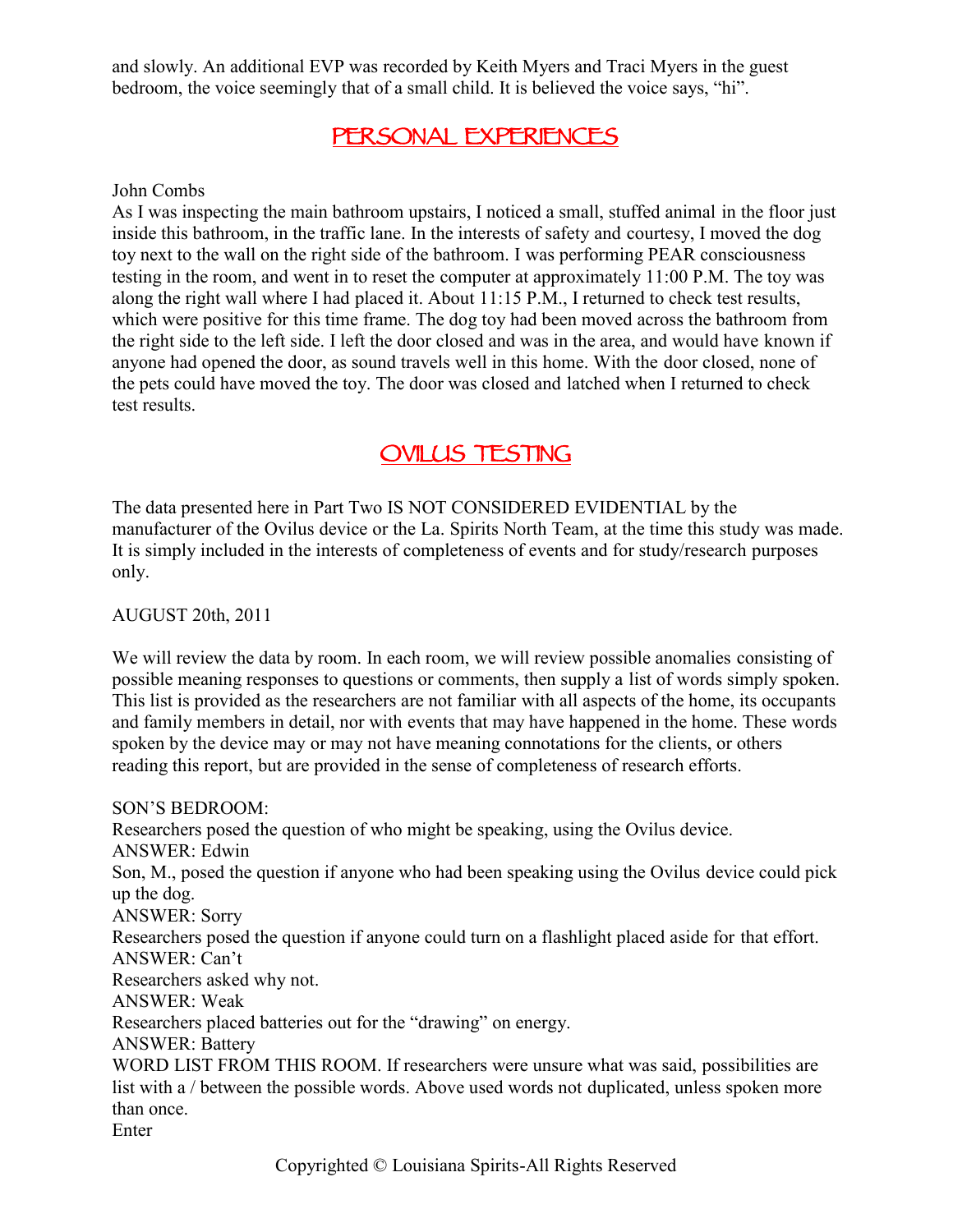and slowly. An additional EVP was recorded by Keith Myers and Traci Myers in the guest bedroom, the voice seemingly that of a small child. It is believed the voice says, “hi”.

## PERSONAL EXPERIENCES

John Combs
As I was inspecting the main bathroom upstairs, I noticed a small, stuffed animal in the floor just inside this bathroom, in the traffic lane. In the interests of safety and courtesy, I moved the dog toy next to the wall on the right side of the bathroom. I was performing PEAR consciousness testing in the room, and went in to reset the computer at approximately 11:00 P.M. The toy was along the right wall where I had placed it. About 11:15 P.M., I returned to check test results, which were positive for this time frame. The dog toy had been moved across the bathroom from the right side to the left side. I left the door closed and was in the area, and would have known if anyone had opened the door, as sound travels well in this home. With the door closed, none of the pets could have moved the toy. The door was closed and latched when I returned to check test results.

## OVILUS TESTING

The data presented here in Part Two IS NOT CONSIDERED EVIDENTIAL by the manufacturer of the Ovilus device or the La. Spirits North Team, at the time this study was made. It is simply included in the interests of completeness of events and for study/research purposes only.

AUGUST 20th, 2011

We will review the data by room. In each room, we will review possible anomalies consisting of possible meaning responses to questions or comments, then supply a list of words simply spoken. This list is provided as the researchers are not familiar with all aspects of the home, its occupants and family members in detail, nor with events that may have happened in the home. These words spoken by the device may or may not have meaning connotations for the clients, or others reading this report, but are provided in the sense of completeness of research efforts.

SON’S BEDROOM:
Researchers posed the question of who might be speaking, using the Ovilus device.
ANSWER: Edwin
Son, M., posed the question if anyone who had been speaking using the Ovilus device could pick up the dog.
ANSWER: Sorry
Researchers posed the question if anyone could turn on a flashlight placed aside for that effort.
ANSWER: Can’t
Researchers asked why not.
ANSWER: Weak
Researchers placed batteries out for the “drawing” on energy.
ANSWER: Battery
WORD LIST FROM THIS ROOM. If researchers were unsure what was said, possibilities are list with a / between the possible words. Above used words not duplicated, unless spoken more than once.
Enter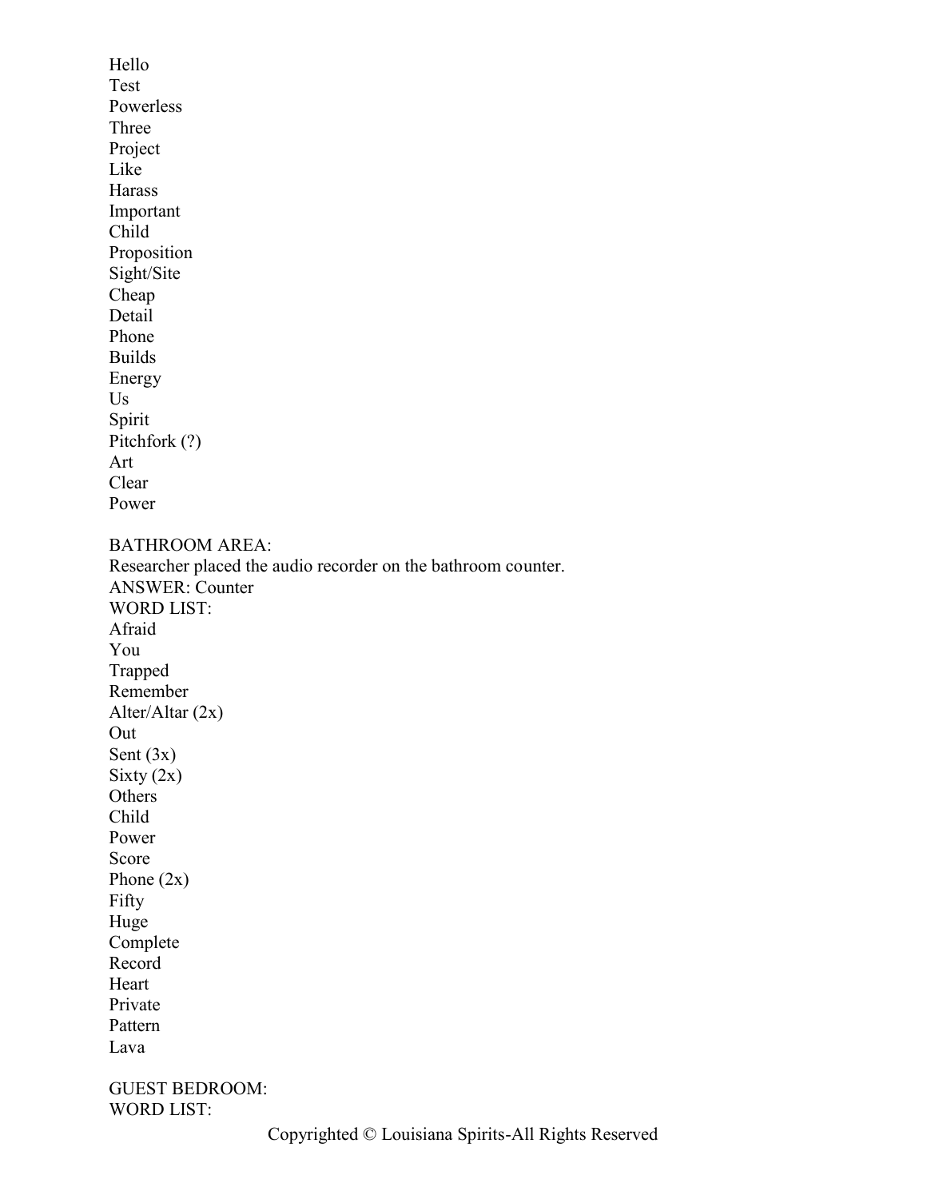Hello
Test
Powerless
Three
Project
Like
Harass
Important
Child
Proposition
Sight/Site
Cheap
Detail
Phone
Builds
Energy
Us
Spirit
Pitchfork (?)
Art
Clear
Power

BATHROOM AREA:
Researcher placed the audio recorder on the bathroom counter.
ANSWER: Counter
WORD LIST:
Afraid
You
Trapped
Remember
Alter/Altar (2x)
Out
Sent (3x)
Sixty (2x)
Others
Child
Power
Score
Phone (2x)
Fifty
Huge
Complete
Record
Heart
Private
Pattern
Lava

GUEST BEDROOM:
WORD LIST: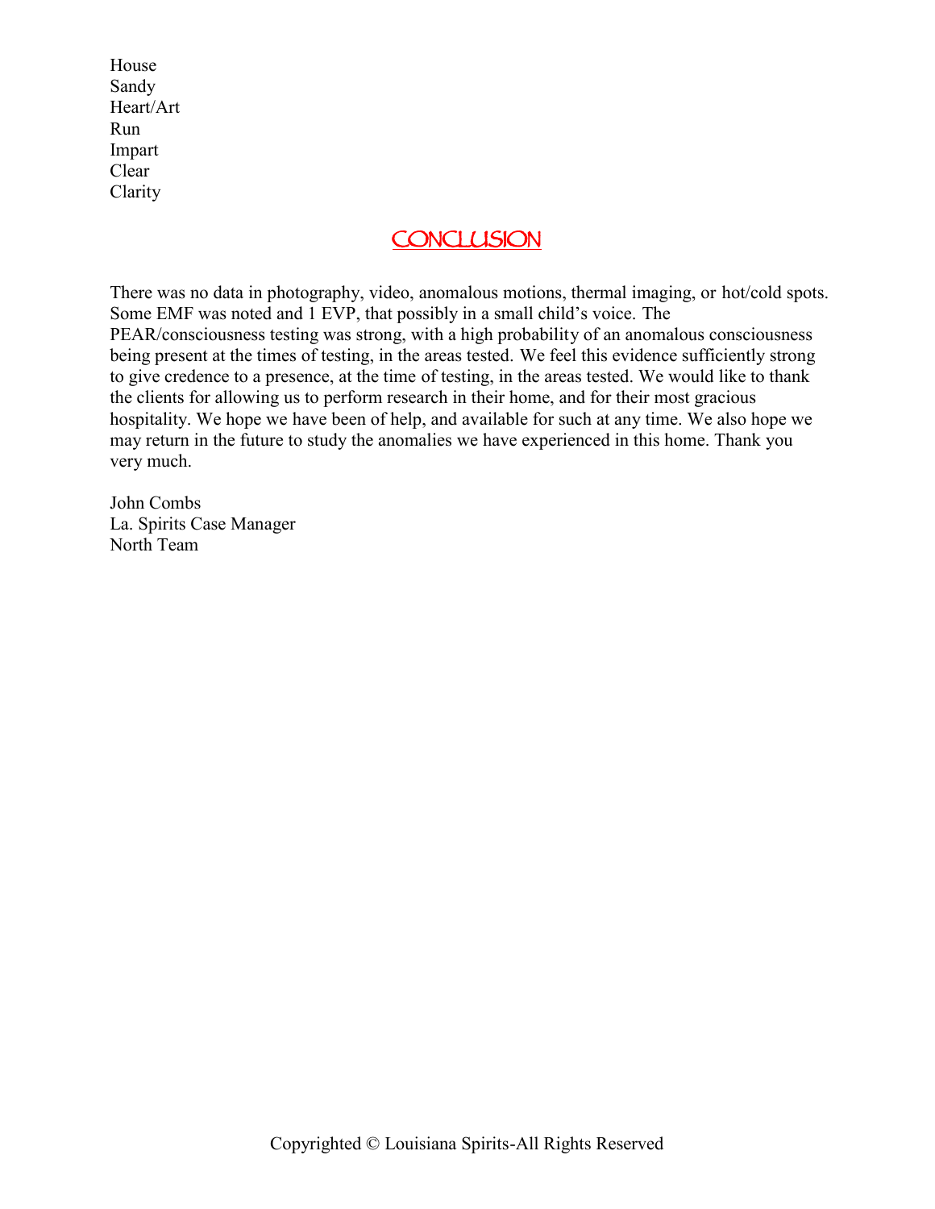House
Sandy
Heart/Art
Run
Impart
Clear
Clarity

## Conclusion

There was no data in photography, video, anomalous motions, thermal imaging, or hot/cold spots. Some EMF was noted and 1 EVP, that possibly in a small child's voice. The PEAR/consciousness testing was strong, with a high probability of an anomalous consciousness being present at the times of testing, in the areas tested. We feel this evidence sufficiently strong to give credence to a presence, at the time of testing, in the areas tested. We would like to thank the clients for allowing us to perform research in their home, and for their most gracious hospitality. We hope we have been of help, and available for such at any time. We also hope we may return in the future to study the anomalies we have experienced in this home. Thank you very much.

John Combs
La. Spirits Case Manager
North Team